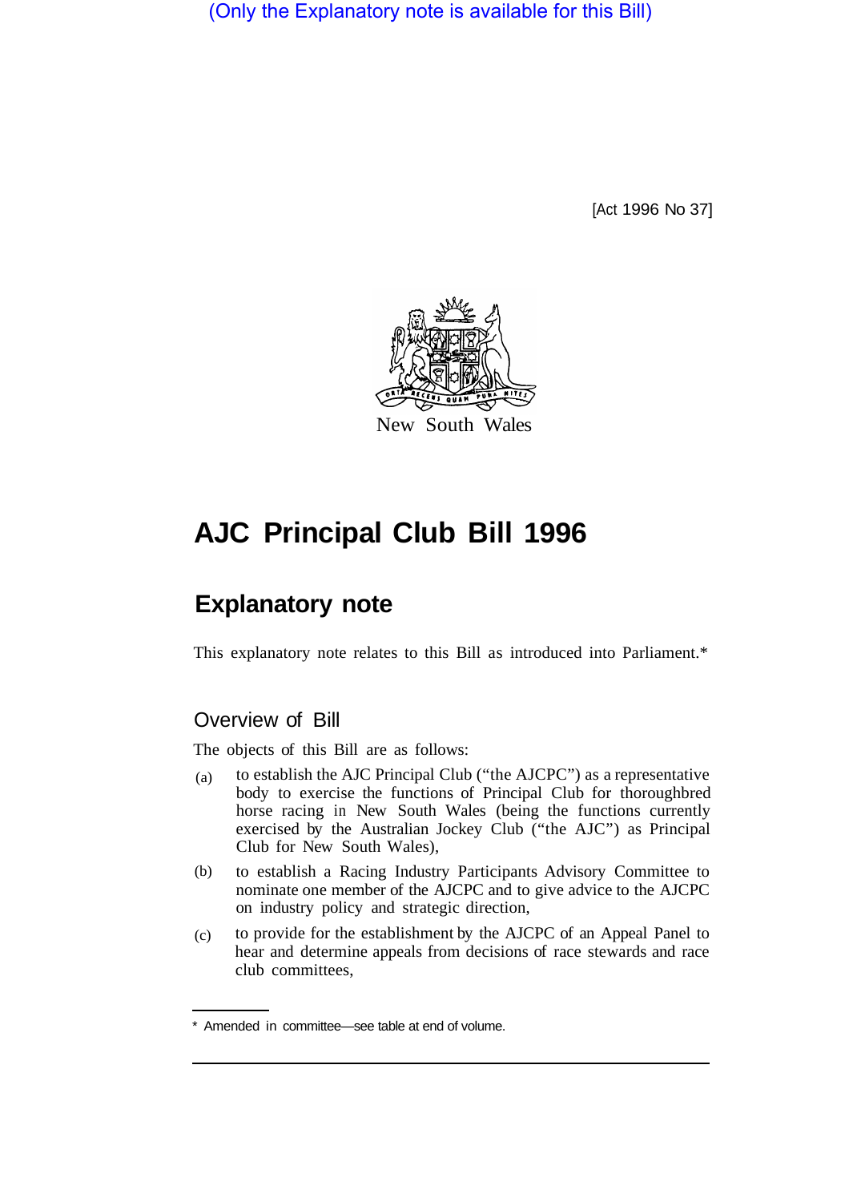(Only the Explanatory note is available for this Bill)

[Act 1996 No 37]

New South Wales

# AJC Principal Club Bill 1996

## Explanatory note

This explanatory note relates to this Bill as introduced into Parliament.*

### Overview of Bill

The objects of this Bill are as follows:

(a) to establish the AJC Principal Club ("the AJCPC") as a representative body to exercise the functions of Principal Club for thoroughbred horse racing in New South Wales (being the functions currently exercised by the Australian Jockey Club ("the AJC") as Principal Club for New South Wales),

(b) to establish a Racing Industry Participants Advisory Committee to nominate one member of the AJCPC and to give advice to the AJCPC on industry policy and strategic direction,

(c) to provide for the establishment by the AJCPC of an Appeal Panel to hear and determine appeals from decisions of race stewards and race club committees,

* Amended in committee—see table at end of volume.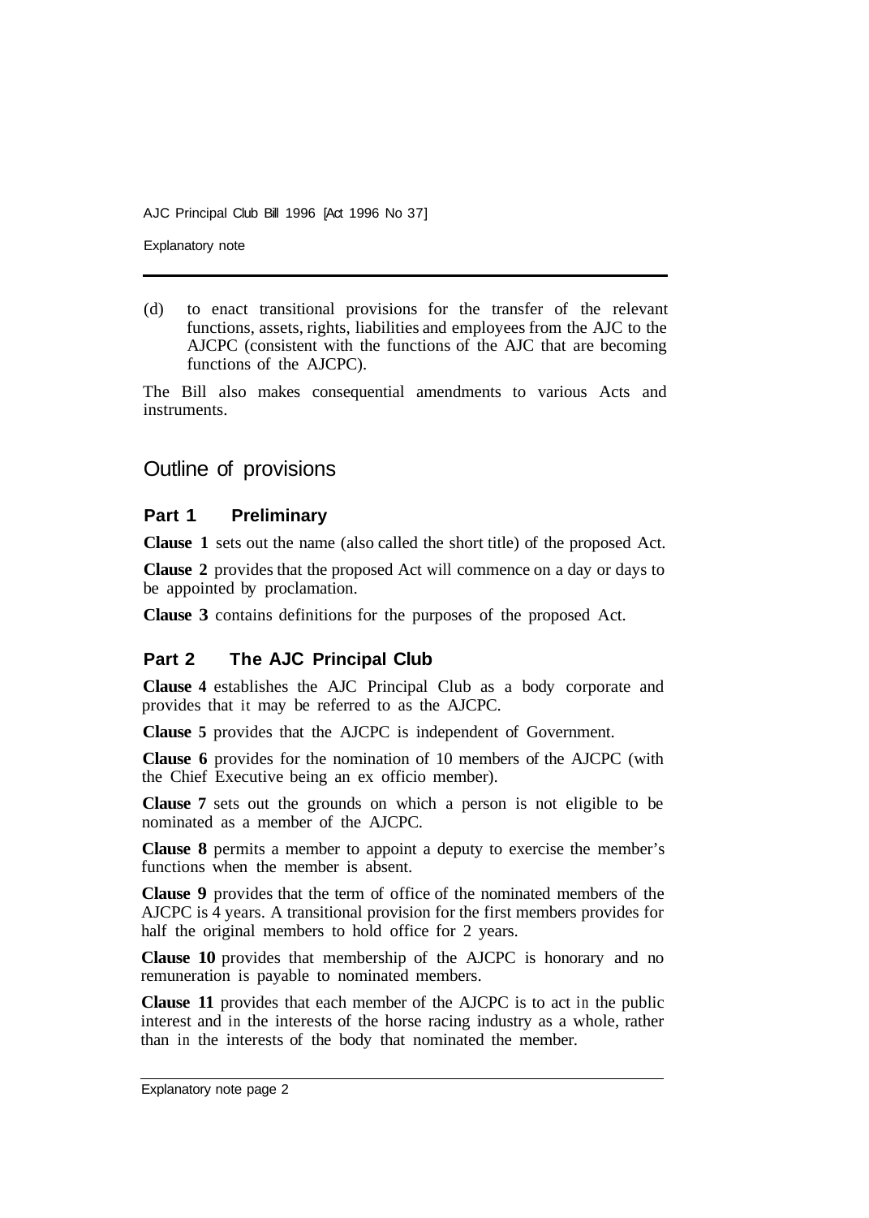(d) to enact transitional provisions for the transfer of the relevant functions, assets, rights, liabilities and employees from the AJC to the AJCPC (consistent with the functions of the AJC that are becoming functions of the AJCPC).

The Bill also makes consequential amendments to various Acts and instruments.

## Outline of provisions

### Part 1 Preliminary

**Clause 1** sets out the name (also called the short title) of the proposed Act.

**Clause 2** provides that the proposed Act will commence on a day or days to be appointed by proclamation.

**Clause 3** contains definitions for the purposes of the proposed Act.

### Part 2 The AJC Principal Club

**Clause 4** establishes the AJC Principal Club as a body corporate and provides that it may be referred to as the AJCPC.

**Clause 5** provides that the AJCPC is independent of Government.

**Clause 6** provides for the nomination of 10 members of the AJCPC (with the Chief Executive being an ex officio member).

**Clause 7** sets out the grounds on which a person is not eligible to be nominated as a member of the AJCPC.

**Clause 8** permits a member to appoint a deputy to exercise the member's functions when the member is absent.

**Clause 9** provides that the term of office of the nominated members of the AJCPC is 4 years. A transitional provision for the first members provides for half the original members to hold office for 2 years.

**Clause 10** provides that membership of the AJCPC is honorary and no remuneration is payable to nominated members.

**Clause 11** provides that each member of the AJCPC is to act in the public interest and in the interests of the horse racing industry as a whole, rather than in the interests of the body that nominated the member.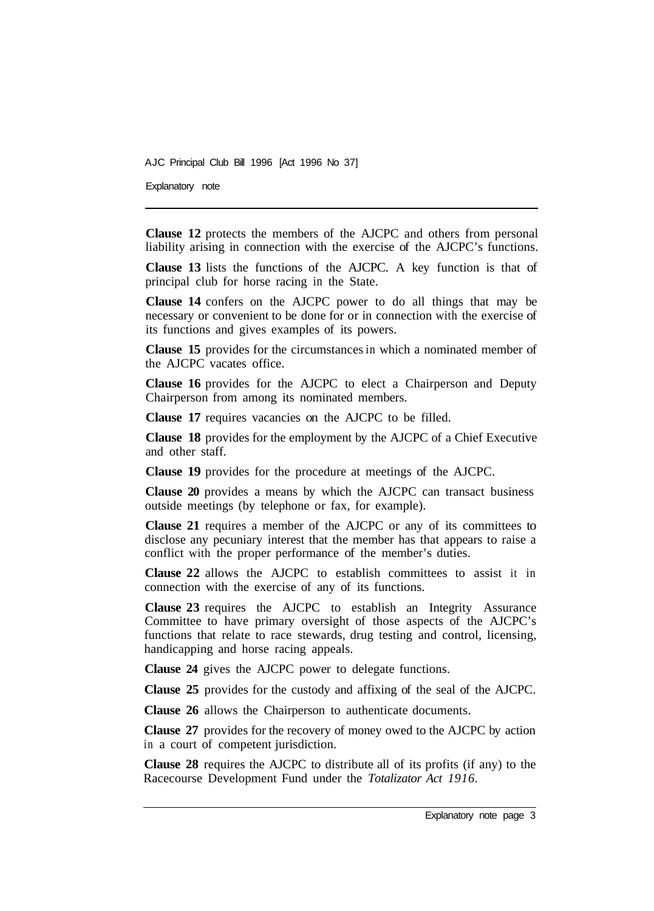**Clause 12** protects the members of the AJCPC and others from personal liability arising in connection with the exercise of the AJCPC's functions.

**Clause 13** lists the functions of the AJCPC. A key function is that of principal club for horse racing in the State.

**Clause 14** confers on the AJCPC power to do all things that may be necessary or convenient to be done for or in connection with the exercise of its functions and gives examples of its powers.

**Clause 15** provides for the circumstances in which a nominated member of the AJCPC vacates office.

**Clause 16** provides for the AJCPC to elect a Chairperson and Deputy Chairperson from among its nominated members.

**Clause 17** requires vacancies on the AJCPC to be filled.

**Clause 18** provides for the employment by the AJCPC of a Chief Executive and other staff.

**Clause 19** provides for the procedure at meetings of the AJCPC.

**Clause 20** provides a means by which the AJCPC can transact business outside meetings (by telephone or fax, for example).

**Clause 21** requires a member of the AJCPC or any of its committees to disclose any pecuniary interest that the member has that appears to raise a conflict with the proper performance of the member's duties.

**Clause 22** allows the AJCPC to establish committees to assist it in connection with the exercise of any of its functions.

**Clause 23** requires the AJCPC to establish an Integrity Assurance Committee to have primary oversight of those aspects of the AJCPC's functions that relate to race stewards, drug testing and control, licensing, handicapping and horse racing appeals.

**Clause 24** gives the AJCPC power to delegate functions.

**Clause 25** provides for the custody and affixing of the seal of the AJCPC.

**Clause 26** allows the Chairperson to authenticate documents.

**Clause 27** provides for the recovery of money owed to the AJCPC by action in a court of competent jurisdiction.

**Clause 28** requires the AJCPC to distribute all of its profits (if any) to the Racecourse Development Fund under the *Totalizator Act 1916*.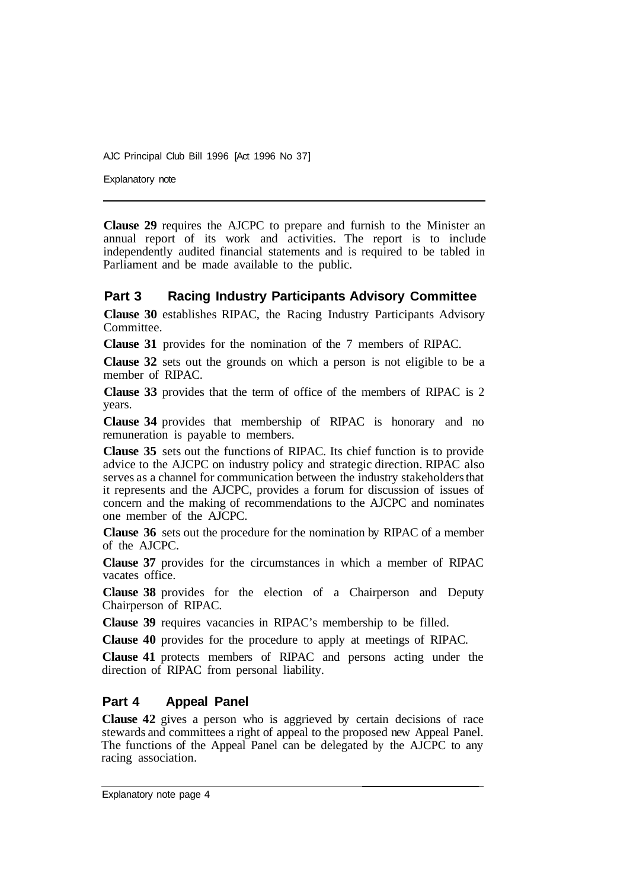**Clause 29** requires the AJCPC to prepare and furnish to the Minister an annual report of its work and activities. The report is to include independently audited financial statements and is required to be tabled in Parliament and be made available to the public.

## Part 3 Racing Industry Participants Advisory Committee

**Clause 30** establishes RIPAC, the Racing Industry Participants Advisory Committee.

**Clause 31** provides for the nomination of the 7 members of RIPAC.

**Clause 32** sets out the grounds on which a person is not eligible to be a member of RIPAC.

**Clause 33** provides that the term of office of the members of RIPAC is 2 years.

**Clause 34** provides that membership of RIPAC is honorary and no remuneration is payable to members.

**Clause 35** sets out the functions of RIPAC. Its chief function is to provide advice to the AJCPC on industry policy and strategic direction. RIPAC also serves as a channel for communication between the industry stakeholders that it represents and the AJCPC, provides a forum for discussion of issues of concern and the making of recommendations to the AJCPC and nominates one member of the AJCPC.

**Clause 36** sets out the procedure for the nomination by RIPAC of a member of the AJCPC.

**Clause 37** provides for the circumstances in which a member of RIPAC vacates office.

**Clause 38** provides for the election of a Chairperson and Deputy Chairperson of RIPAC.

**Clause 39** requires vacancies in RIPAC's membership to be filled.

**Clause 40** provides for the procedure to apply at meetings of RIPAC.

**Clause 41** protects members of RIPAC and persons acting under the direction of RIPAC from personal liability.

## Part 4 Appeal Panel

**Clause 42** gives a person who is aggrieved by certain decisions of race stewards and committees a right of appeal to the proposed new Appeal Panel. The functions of the Appeal Panel can be delegated by the AJCPC to any racing association.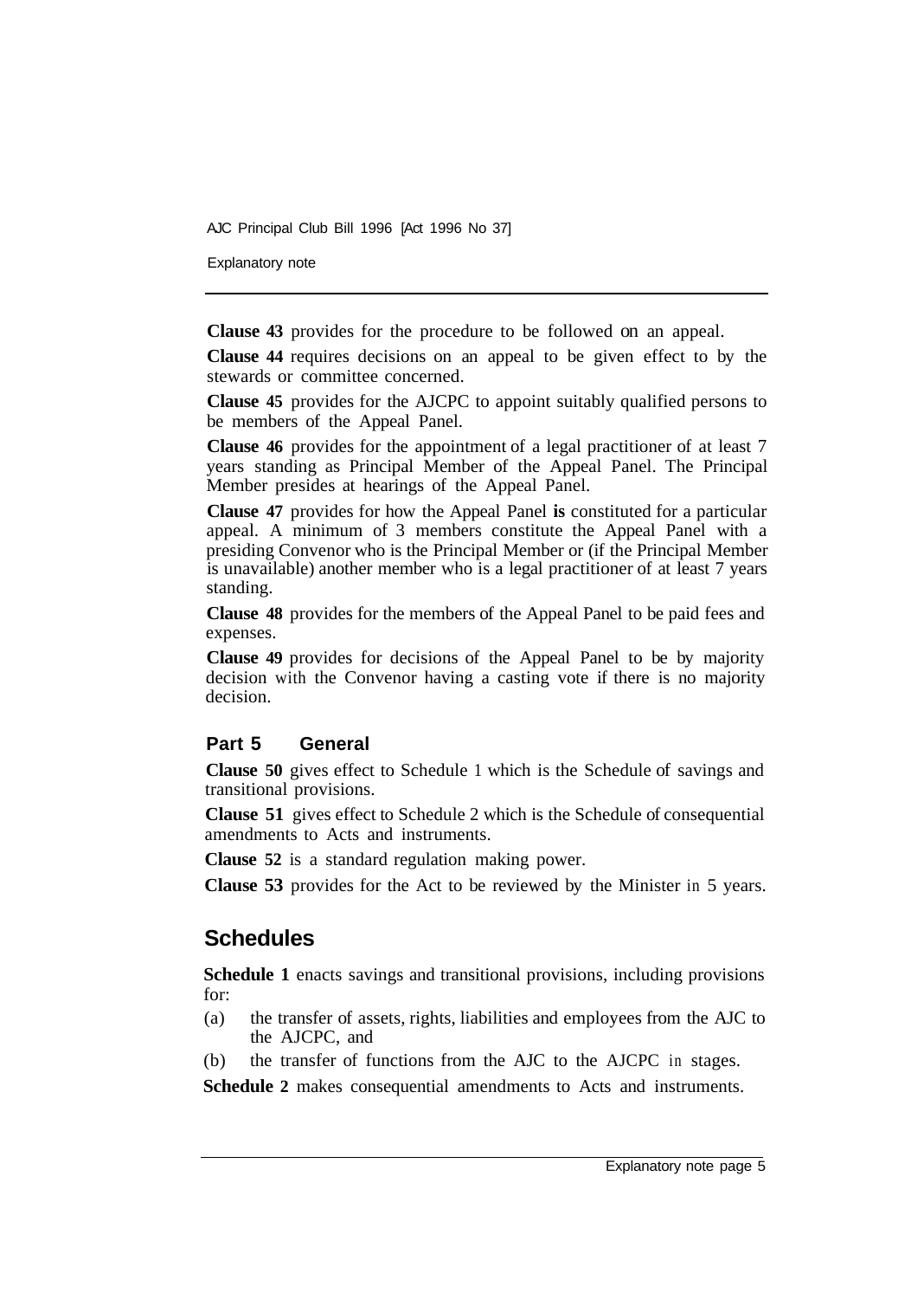**Clause 43** provides for the procedure to be followed on an appeal.

**Clause 44** requires decisions on an appeal to be given effect to by the stewards or committee concerned.

**Clause 45** provides for the AJCPC to appoint suitably qualified persons to be members of the Appeal Panel.

**Clause 46** provides for the appointment of a legal practitioner of at least 7 years standing as Principal Member of the Appeal Panel. The Principal Member presides at hearings of the Appeal Panel.

**Clause 47** provides for how the Appeal Panel **is** constituted for a particular appeal. A minimum of 3 members constitute the Appeal Panel with a presiding Convenor who is the Principal Member or (if the Principal Member is unavailable) another member who is a legal practitioner of at least 7 years standing.

**Clause 48** provides for the members of the Appeal Panel to be paid fees and expenses.

**Clause 49** provides for decisions of the Appeal Panel to be by majority decision with the Convenor having a casting vote if there is no majority decision.

### Part 5 General

**Clause 50** gives effect to Schedule 1 which is the Schedule of savings and transitional provisions.

**Clause 51** gives effect to Schedule 2 which is the Schedule of consequential amendments to Acts and instruments.

**Clause 52** is a standard regulation making power.

**Clause 53** provides for the Act to be reviewed by the Minister in 5 years.

## Schedules

**Schedule 1** enacts savings and transitional provisions, including provisions for:

(a) the transfer of assets, rights, liabilities and employees from the AJC to the AJCPC, and

(b) the transfer of functions from the AJC to the AJCPC in stages.

**Schedule 2** makes consequential amendments to Acts and instruments.